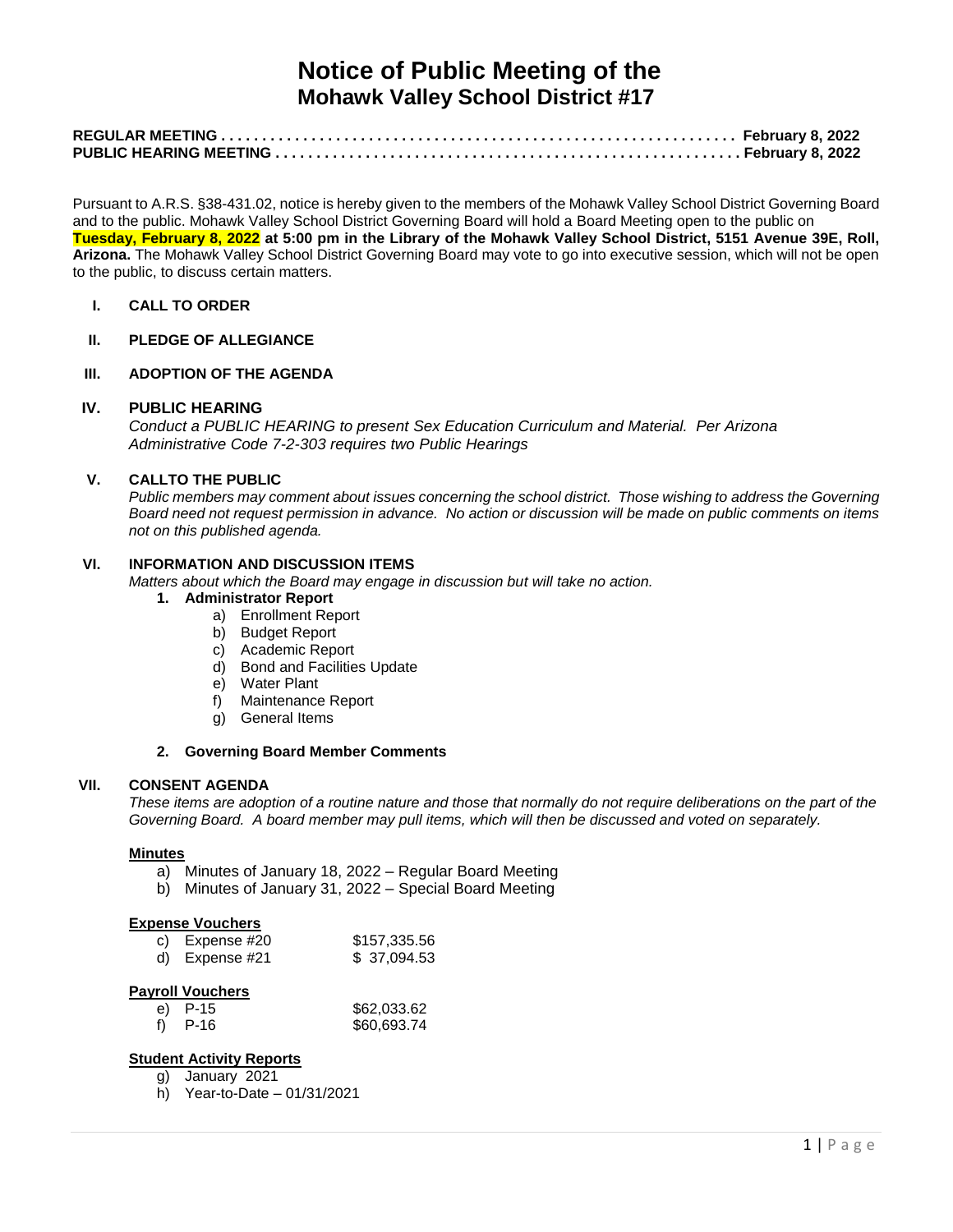# Notice of Public Meeting of the
## Mohawk Valley School District #17

**REGULAR MEETING . . . . . . . . . . . . . . . . . . . . . . . . . . . . . . . . . . . . . . . . . . . . . . . . . . . . . . . . . . . . . February 8, 2022**
**PUBLIC HEARING MEETING . . . . . . . . . . . . . . . . . . . . . . . . . . . . . . . . . . . . . . . . . . . . . . . . . . . . . . . February 8, 2022**

Pursuant to A.R.S. §38-431.02, notice is hereby given to the members of the Mohawk Valley School District Governing Board and to the public. Mohawk Valley School District Governing Board will hold a Board Meeting open to the public on **Tuesday, February 8, 2022 at 5:00 pm in the Library of the Mohawk Valley School District, 5151 Avenue 39E, Roll, Arizona.** The Mohawk Valley School District Governing Board may vote to go into executive session, which will not be open to the public, to discuss certain matters.

**I. CALL TO ORDER**

**II. PLEDGE OF ALLEGIANCE**

**III. ADOPTION OF THE AGENDA**

**IV. PUBLIC HEARING**

*Conduct a PUBLIC HEARING to present Sex Education Curriculum and Material. Per Arizona Administrative Code 7-2-303 requires two Public Hearings*

**V. CALLTO THE PUBLIC**

*Public members may comment about issues concerning the school district. Those wishing to address the Governing Board need not request permission in advance. No action or discussion will be made on public comments on items not on this published agenda.*

**VI. INFORMATION AND DISCUSSION ITEMS**

*Matters about which the Board may engage in discussion but will take no action.*

1. **Administrator Report**
   a) Enrollment Report
   b) Budget Report
   c) Academic Report
   d) Bond and Facilities Update
   e) Water Plant
   f) Maintenance Report
   g) General Items

2. **Governing Board Member Comments**

**VII. CONSENT AGENDA**

*These items are adoption of a routine nature and those that normally do not require deliberations on the part of the Governing Board. A board member may pull items, which will then be discussed and voted on separately.*

**Minutes**

a) Minutes of January 18, 2022 – Regular Board Meeting
b) Minutes of January 31, 2022 – Special Board Meeting

**Expense Vouchers**

c) Expense #20 $157,335.56
d) Expense #21 $ 37,094.53

**Payroll Vouchers**

e) P-15 $62,033.62
f) P-16 $60,693.74

**Student Activity Reports**

g) January 2021
h) Year-to-Date – 01/31/2021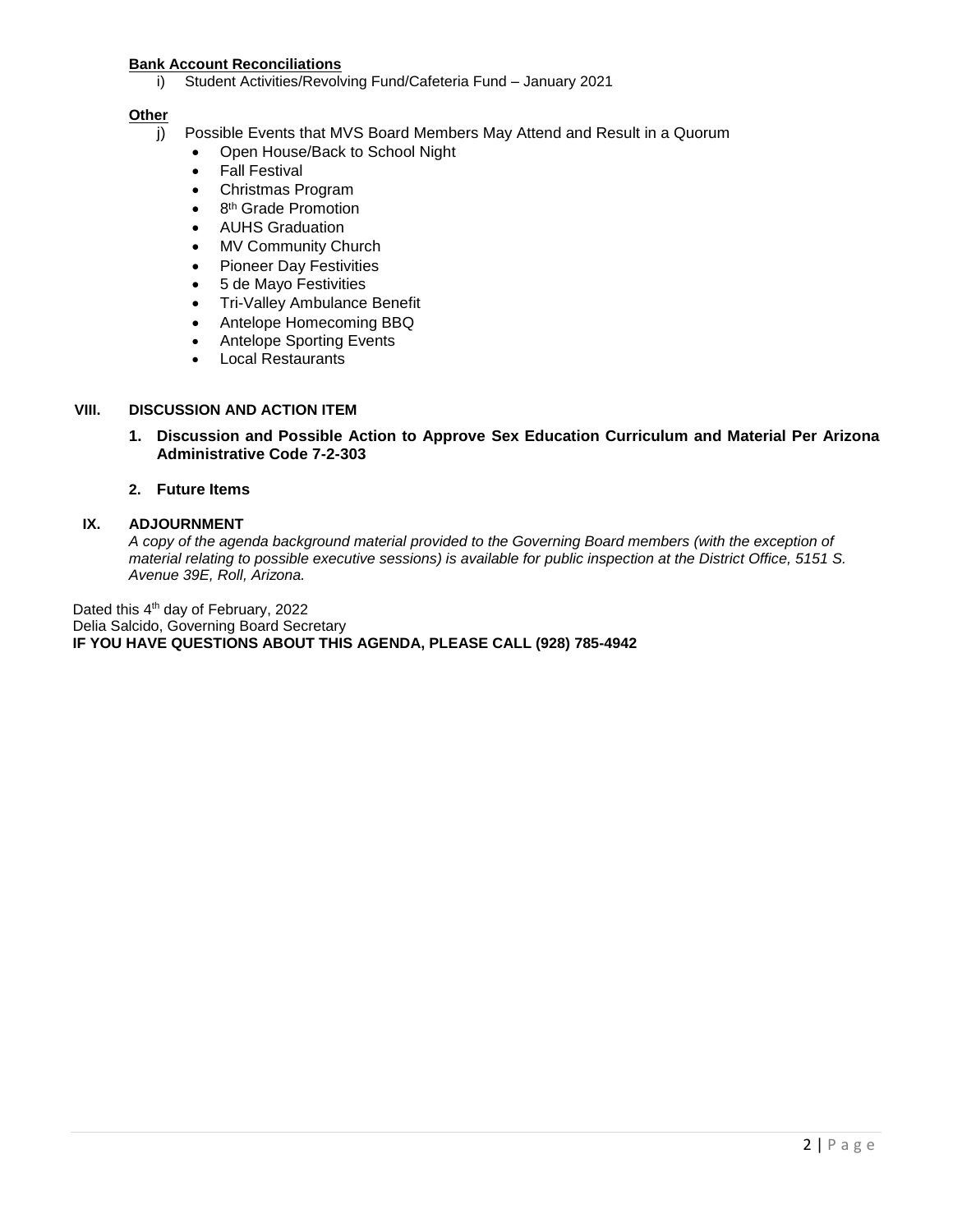**Bank Account Reconciliations**

i) Student Activities/Revolving Fund/Cafeteria Fund – January 2021

**Other**

j) Possible Events that MVS Board Members May Attend and Result in a Quorum
   - Open House/Back to School Night
   - Fall Festival
   - Christmas Program
   - 8th Grade Promotion
   - AUHS Graduation
   - MV Community Church
   - Pioneer Day Festivities
   - 5 de Mayo Festivities
   - Tri-Valley Ambulance Benefit
   - Antelope Homecoming BBQ
   - Antelope Sporting Events
   - Local Restaurants

**VIII. DISCUSSION AND ACTION ITEM**

1. **Discussion and Possible Action to Approve Sex Education Curriculum and Material Per Arizona Administrative Code 7-2-303**

2. **Future Items**

**IX. ADJOURNMENT**

*A copy of the agenda background material provided to the Governing Board members (with the exception of material relating to possible executive sessions) is available for public inspection at the District Office, 5151 S. Avenue 39E, Roll, Arizona.*

Dated this 4th day of February, 2022
Delia Salcido, Governing Board Secretary
**IF YOU HAVE QUESTIONS ABOUT THIS AGENDA, PLEASE CALL (928) 785-4942**